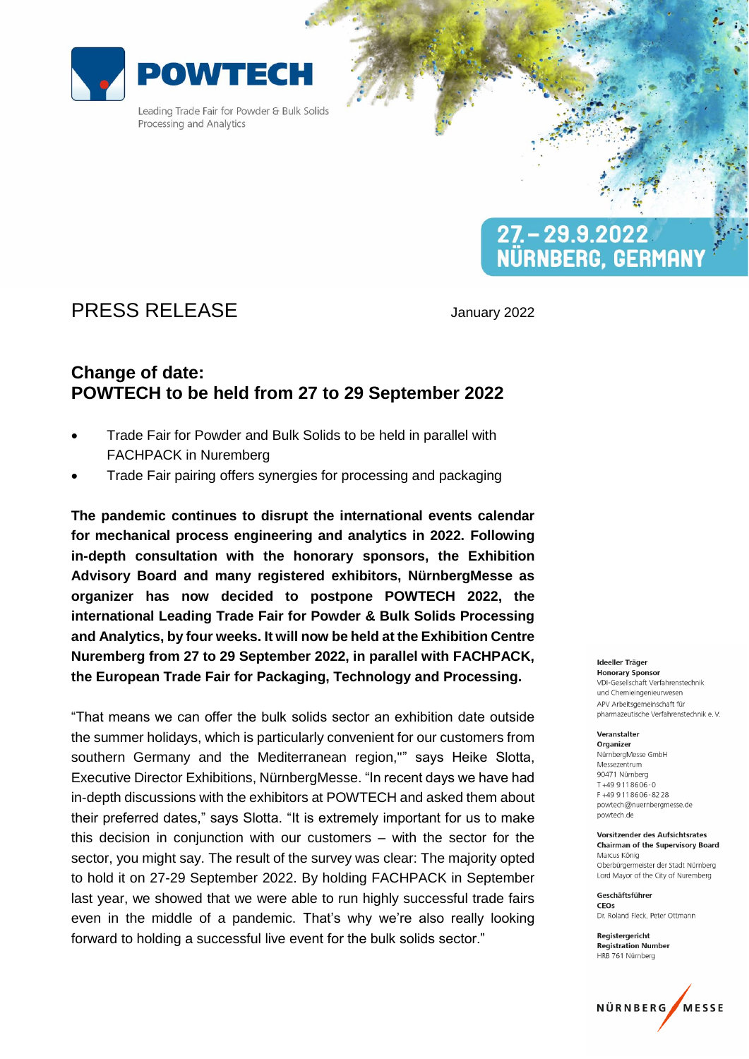# POWTECH

Leading Trade Fair for Powder & Bulk Solids Processing and Analytics

27.–29.9.2022
NÜRNBERG, GERMANY

## PRESS RELEASE

January 2022

## Change of date:
## POWTECH to be held from 27 to 29 September 2022

- Trade Fair for Powder and Bulk Solids to be held in parallel with FACHPACK in Nuremberg
- Trade Fair pairing offers synergies for processing and packaging

**The pandemic continues to disrupt the international events calendar for mechanical process engineering and analytics in 2022. Following in-depth consultation with the honorary sponsors, the Exhibition Advisory Board and many registered exhibitors, NürnbergMesse as organizer has now decided to postpone POWTECH 2022, the international Leading Trade Fair for Powder & Bulk Solids Processing and Analytics, by four weeks. It will now be held at the Exhibition Centre Nuremberg from 27 to 29 September 2022, in parallel with FACHPACK, the European Trade Fair for Packaging, Technology and Processing.**

"That means we can offer the bulk solids sector an exhibition date outside the summer holidays, which is particularly convenient for our customers from southern Germany and the Mediterranean region,"" says Heike Slotta, Executive Director Exhibitions, NürnbergMesse. "In recent days we have had in-depth discussions with the exhibitors at POWTECH and asked them about their preferred dates," says Slotta. "It is extremely important for us to make this decision in conjunction with our customers – with the sector for the sector, you might say. The result of the survey was clear: The majority opted to hold it on 27-29 September 2022. By holding FACHPACK in September last year, we showed that we were able to run highly successful trade fairs even in the middle of a pandemic. That's why we're also really looking forward to holding a successful live event for the bulk solids sector."

**Ideeller Träger**
**Honorary Sponsor**
VDI-Gesellschaft Verfahrenstechnik und Chemieingenieurwesen
APV Arbeitsgemeinschaft für pharmazeutische Verfahrenstechnik e. V.

**Veranstalter**
**Organizer**
NürnbergMesse GmbH
Messezentrum
90471 Nürnberg
T +49 9 11 86 06 - 0
F +49 9 11 86 06 - 82 28
powtech@nuernbergmesse.de
powtech.de

**Vorsitzender des Aufsichtsrates**
**Chairman of the Supervisory Board**
Marcus König
Oberbürgermeister der Stadt Nürnberg
Lord Mayor of the City of Nuremberg

**Geschäftsführer**
**CEOs**
Dr. Roland Fleck, Peter Ottmann

**Registergericht**
**Registration Number**
HRB 761 Nürnberg

NÜRNBERG MESSE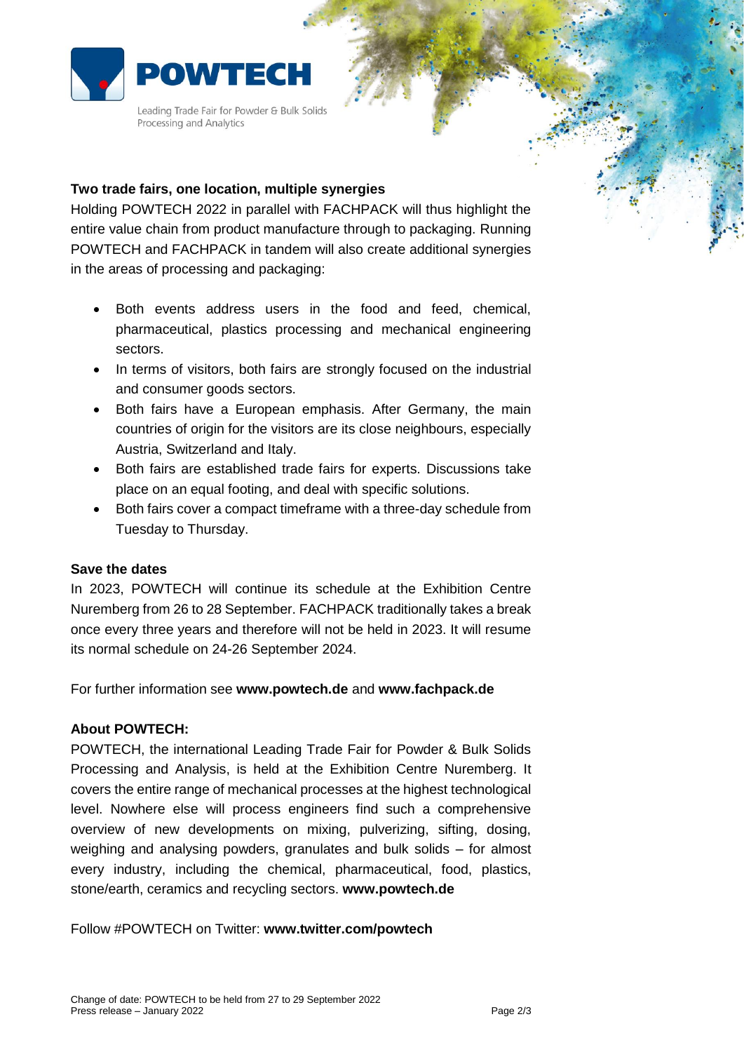## Two trade fairs, one location, multiple synergies

Holding POWTECH 2022 in parallel with FACHPACK will thus highlight the entire value chain from product manufacture through to packaging. Running POWTECH and FACHPACK in tandem will also create additional synergies in the areas of processing and packaging:

- Both events address users in the food and feed, chemical, pharmaceutical, plastics processing and mechanical engineering sectors.
- In terms of visitors, both fairs are strongly focused on the industrial and consumer goods sectors.
- Both fairs have a European emphasis. After Germany, the main countries of origin for the visitors are its close neighbours, especially Austria, Switzerland and Italy.
- Both fairs are established trade fairs for experts. Discussions take place on an equal footing, and deal with specific solutions.
- Both fairs cover a compact timeframe with a three-day schedule from Tuesday to Thursday.

## Save the dates

In 2023, POWTECH will continue its schedule at the Exhibition Centre Nuremberg from 26 to 28 September. FACHPACK traditionally takes a break once every three years and therefore will not be held in 2023. It will resume its normal schedule on 24-26 September 2024.

For further information see **www.powtech.de** and **www.fachpack.de**

## About POWTECH:

POWTECH, the international Leading Trade Fair for Powder & Bulk Solids Processing and Analysis, is held at the Exhibition Centre Nuremberg. It covers the entire range of mechanical processes at the highest technological level. Nowhere else will process engineers find such a comprehensive overview of new developments on mixing, pulverizing, sifting, dosing, weighing and analysing powders, granulates and bulk solids – for almost every industry, including the chemical, pharmaceutical, food, plastics, stone/earth, ceramics and recycling sectors. **www.powtech.de**

Follow #POWTECH on Twitter: **www.twitter.com/powtech**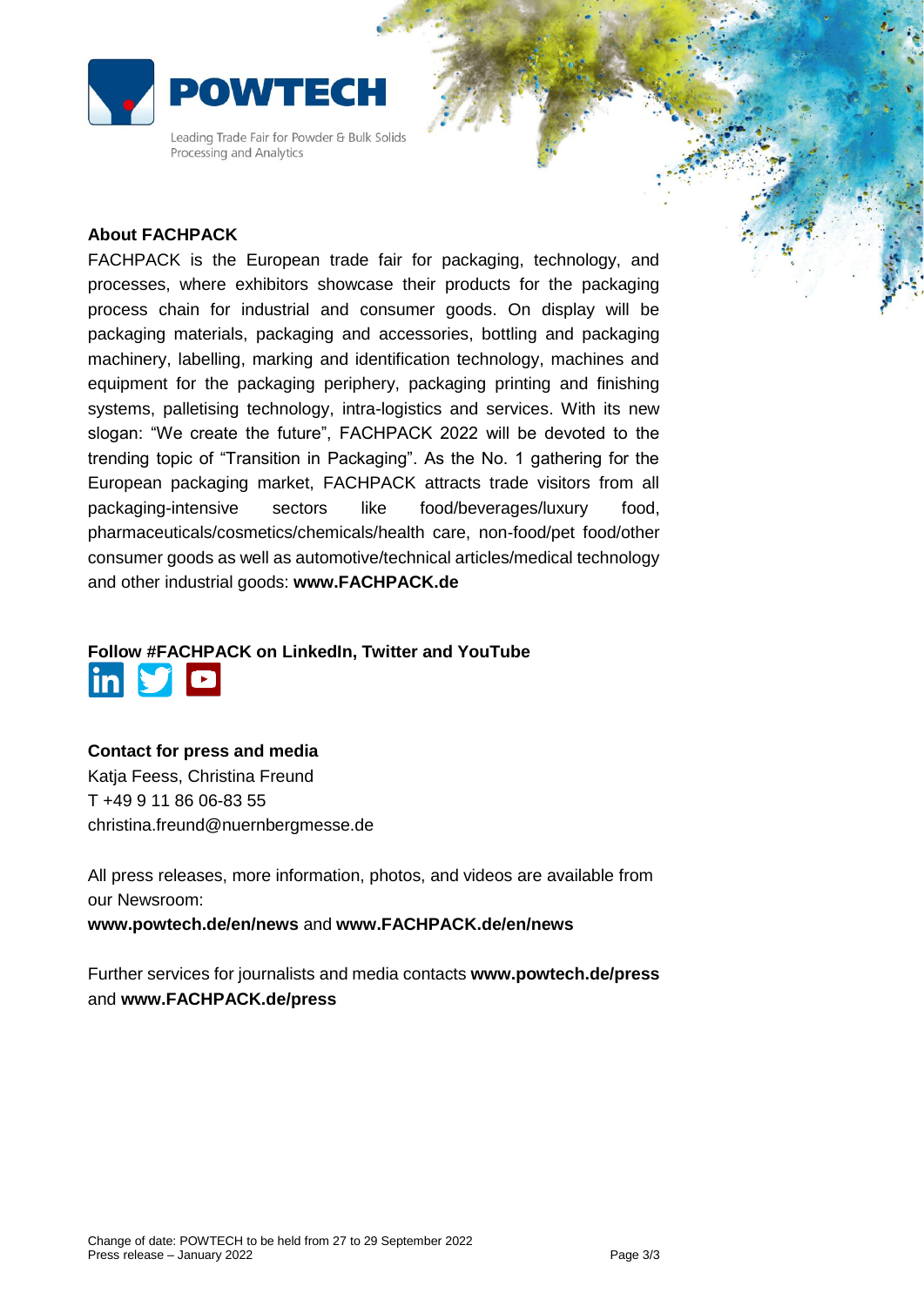## About FACHPACK

FACHPACK is the European trade fair for packaging, technology, and processes, where exhibitors showcase their products for the packaging process chain for industrial and consumer goods. On display will be packaging materials, packaging and accessories, bottling and packaging machinery, labelling, marking and identification technology, machines and equipment for the packaging periphery, packaging printing and finishing systems, palletising technology, intra-logistics and services. With its new slogan: "We create the future", FACHPACK 2022 will be devoted to the trending topic of "Transition in Packaging". As the No. 1 gathering for the European packaging market, FACHPACK attracts trade visitors from all packaging-intensive sectors like food/beverages/luxury food, pharmaceuticals/cosmetics/chemicals/health care, non-food/pet food/other consumer goods as well as automotive/technical articles/medical technology and other industrial goods: **www.FACHPACK.de**

## Follow #FACHPACK on LinkedIn, Twitter and YouTube

## Contact for press and media

Katja Feess, Christina Freund
T +49 9 11 86 06-83 55
christina.freund@nuernbergmesse.de

All press releases, more information, photos, and videos are available from our Newsroom:
**www.powtech.de/en/news** and **www.FACHPACK.de/en/news**

Further services for journalists and media contacts **www.powtech.de/press** and **www.FACHPACK.de/press**